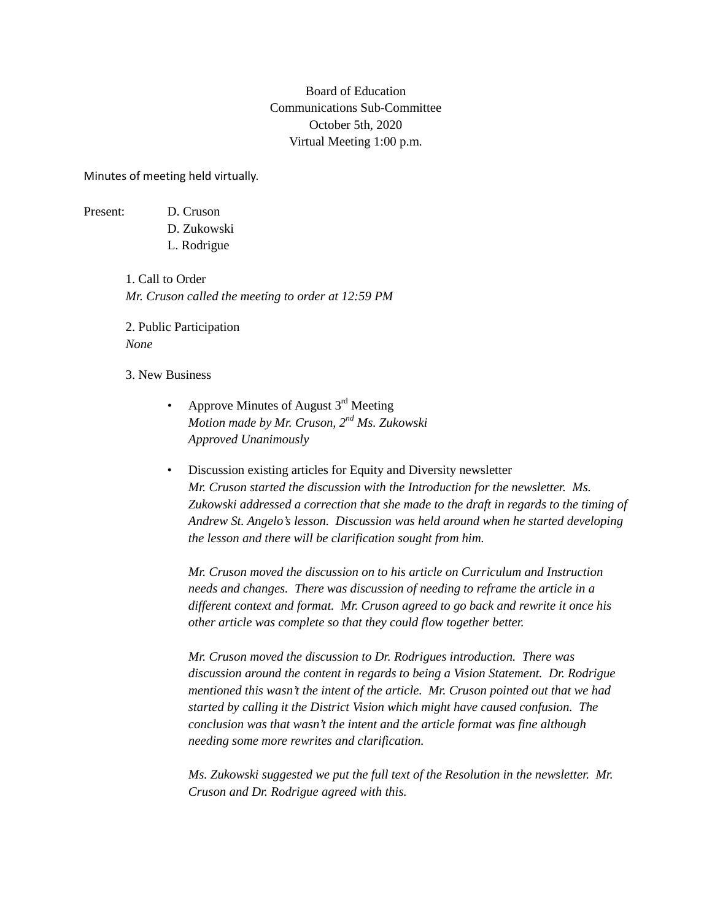Board of Education
Communications Sub-Committee
October 5th, 2020
Virtual Meeting 1:00 p.m.

Minutes of meeting held virtually.

Present: D. Cruson
D. Zukowski
L. Rodrigue

1. Call to Order
*Mr. Cruson called the meeting to order at 12:59 PM*

2. Public Participation
*None*

3. New Business

- Approve Minutes of August 3rd Meeting
*Motion made by Mr. Cruson, 2nd Ms. Zukowski*
*Approved Unanimously*

- Discussion existing articles for Equity and Diversity newsletter
*Mr. Cruson started the discussion with the Introduction for the newsletter. Ms. Zukowski addressed a correction that she made to the draft in regards to the timing of Andrew St. Angelo's lesson. Discussion was held around when he started developing the lesson and there will be clarification sought from him.*

  *Mr. Cruson moved the discussion on to his article on Curriculum and Instruction needs and changes. There was discussion of needing to reframe the article in a different context and format. Mr. Cruson agreed to go back and rewrite it once his other article was complete so that they could flow together better.*

  *Mr. Cruson moved the discussion to Dr. Rodrigues introduction. There was discussion around the content in regards to being a Vision Statement. Dr. Rodrigue mentioned this wasn't the intent of the article. Mr. Cruson pointed out that we had started by calling it the District Vision which might have caused confusion. The conclusion was that wasn't the intent and the article format was fine although needing some more rewrites and clarification.*

  *Ms. Zukowski suggested we put the full text of the Resolution in the newsletter. Mr. Cruson and Dr. Rodrigue agreed with this.*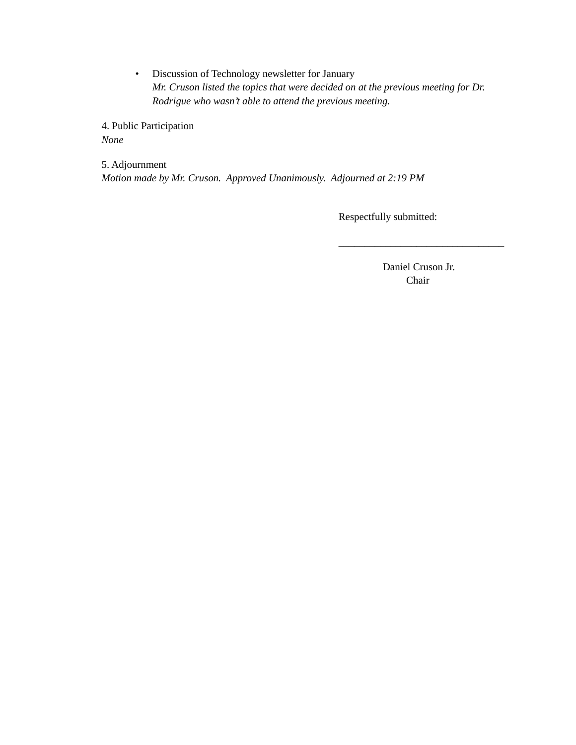- Discussion of Technology newsletter for January
  *Mr. Cruson listed the topics that were decided on at the previous meeting for Dr. Rodrigue who wasn't able to attend the previous meeting.*

4. Public Participation
*None*

5. Adjournment
*Motion made by Mr. Cruson. Approved Unanimously. Adjourned at 2:19 PM*

Respectfully submitted:

________________________________

Daniel Cruson Jr.
Chair